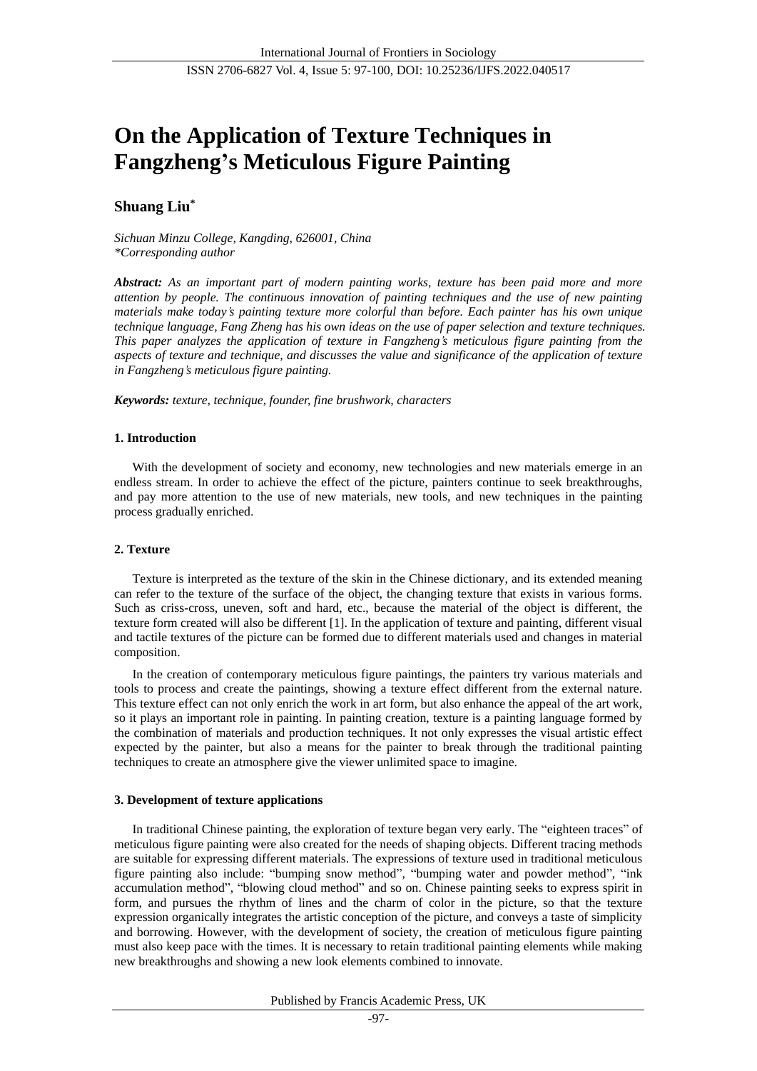# On the Application of Texture Techniques in Fangzheng's Meticulous Figure Painting

**Shuang Liu***

*Sichuan Minzu College, Kangding, 626001, China*
*\*Corresponding author*

***Abstract:*** *As an important part of modern painting works, texture has been paid more and more attention by people. The continuous innovation of painting techniques and the use of new painting materials make today's painting texture more colorful than before. Each painter has his own unique technique language, Fang Zheng has his own ideas on the use of paper selection and texture techniques. This paper analyzes the application of texture in Fangzheng's meticulous figure painting from the aspects of texture and technique, and discusses the value and significance of the application of texture in Fangzheng's meticulous figure painting.*

***Keywords:*** *texture, technique, founder, fine brushwork, characters*

## 1. Introduction

With the development of society and economy, new technologies and new materials emerge in an endless stream. In order to achieve the effect of the picture, painters continue to seek breakthroughs, and pay more attention to the use of new materials, new tools, and new techniques in the painting process gradually enriched.

## 2. Texture

Texture is interpreted as the texture of the skin in the Chinese dictionary, and its extended meaning can refer to the texture of the surface of the object, the changing texture that exists in various forms. Such as criss-cross, uneven, soft and hard, etc., because the material of the object is different, the texture form created will also be different [1]. In the application of texture and painting, different visual and tactile textures of the picture can be formed due to different materials used and changes in material composition.

In the creation of contemporary meticulous figure paintings, the painters try various materials and tools to process and create the paintings, showing a texture effect different from the external nature. This texture effect can not only enrich the work in art form, but also enhance the appeal of the art work, so it plays an important role in painting. In painting creation, texture is a painting language formed by the combination of materials and production techniques. It not only expresses the visual artistic effect expected by the painter, but also a means for the painter to break through the traditional painting techniques to create an atmosphere give the viewer unlimited space to imagine.

## 3. Development of texture applications

In traditional Chinese painting, the exploration of texture began very early. The "eighteen traces" of meticulous figure painting were also created for the needs of shaping objects. Different tracing methods are suitable for expressing different materials. The expressions of texture used in traditional meticulous figure painting also include: "bumping snow method", "bumping water and powder method", "ink accumulation method", "blowing cloud method" and so on. Chinese painting seeks to express spirit in form, and pursues the rhythm of lines and the charm of color in the picture, so that the texture expression organically integrates the artistic conception of the picture, and conveys a taste of simplicity and borrowing. However, with the development of society, the creation of meticulous figure painting must also keep pace with the times. It is necessary to retain traditional painting elements while making new breakthroughs and showing a new look elements combined to innovate.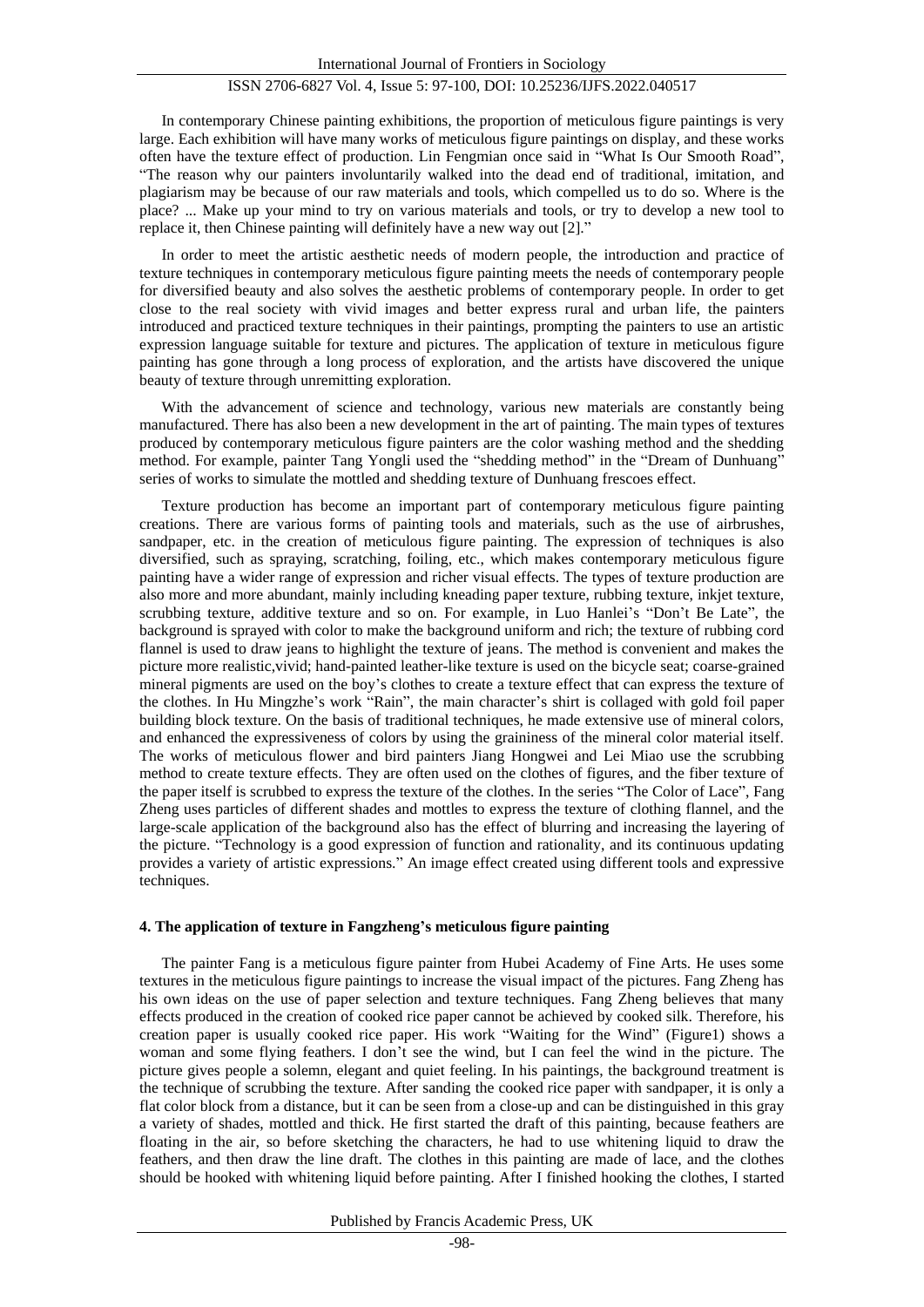In contemporary Chinese painting exhibitions, the proportion of meticulous figure paintings is very large. Each exhibition will have many works of meticulous figure paintings on display, and these works often have the texture effect of production. Lin Fengmian once said in "What Is Our Smooth Road", "The reason why our painters involuntarily walked into the dead end of traditional, imitation, and plagiarism may be because of our raw materials and tools, which compelled us to do so. Where is the place? ... Make up your mind to try on various materials and tools, or try to develop a new tool to replace it, then Chinese painting will definitely have a new way out [2]."

In order to meet the artistic aesthetic needs of modern people, the introduction and practice of texture techniques in contemporary meticulous figure painting meets the needs of contemporary people for diversified beauty and also solves the aesthetic problems of contemporary people. In order to get close to the real society with vivid images and better express rural and urban life, the painters introduced and practiced texture techniques in their paintings, prompting the painters to use an artistic expression language suitable for texture and pictures. The application of texture in meticulous figure painting has gone through a long process of exploration, and the artists have discovered the unique beauty of texture through unremitting exploration.

With the advancement of science and technology, various new materials are constantly being manufactured. There has also been a new development in the art of painting. The main types of textures produced by contemporary meticulous figure painters are the color washing method and the shedding method. For example, painter Tang Yongli used the "shedding method" in the "Dream of Dunhuang" series of works to simulate the mottled and shedding texture of Dunhuang frescoes effect.

Texture production has become an important part of contemporary meticulous figure painting creations. There are various forms of painting tools and materials, such as the use of airbrushes, sandpaper, etc. in the creation of meticulous figure painting. The expression of techniques is also diversified, such as spraying, scratching, foiling, etc., which makes contemporary meticulous figure painting have a wider range of expression and richer visual effects. The types of texture production are also more and more abundant, mainly including kneading paper texture, rubbing texture, inkjet texture, scrubbing texture, additive texture and so on. For example, in Luo Hanlei's "Don't Be Late", the background is sprayed with color to make the background uniform and rich; the texture of rubbing cord flannel is used to draw jeans to highlight the texture of jeans. The method is convenient and makes the picture more realistic,vivid; hand-painted leather-like texture is used on the bicycle seat; coarse-grained mineral pigments are used on the boy's clothes to create a texture effect that can express the texture of the clothes. In Hu Mingzhe's work "Rain", the main character's shirt is collaged with gold foil paper building block texture. On the basis of traditional techniques, he made extensive use of mineral colors, and enhanced the expressiveness of colors by using the graininess of the mineral color material itself. The works of meticulous flower and bird painters Jiang Hongwei and Lei Miao use the scrubbing method to create texture effects. They are often used on the clothes of figures, and the fiber texture of the paper itself is scrubbed to express the texture of the clothes. In the series "The Color of Lace", Fang Zheng uses particles of different shades and mottles to express the texture of clothing flannel, and the large-scale application of the background also has the effect of blurring and increasing the layering of the picture. "Technology is a good expression of function and rationality, and its continuous updating provides a variety of artistic expressions." An image effect created using different tools and expressive techniques.

## 4. The application of texture in Fangzheng's meticulous figure painting

The painter Fang is a meticulous figure painter from Hubei Academy of Fine Arts. He uses some textures in the meticulous figure paintings to increase the visual impact of the pictures. Fang Zheng has his own ideas on the use of paper selection and texture techniques. Fang Zheng believes that many effects produced in the creation of cooked rice paper cannot be achieved by cooked silk. Therefore, his creation paper is usually cooked rice paper. His work "Waiting for the Wind" (Figure1) shows a woman and some flying feathers. I don't see the wind, but I can feel the wind in the picture. The picture gives people a solemn, elegant and quiet feeling. In his paintings, the background treatment is the technique of scrubbing the texture. After sanding the cooked rice paper with sandpaper, it is only a flat color block from a distance, but it can be seen from a close-up and can be distinguished in this gray a variety of shades, mottled and thick. He first started the draft of this painting, because feathers are floating in the air, so before sketching the characters, he had to use whitening liquid to draw the feathers, and then draw the line draft. The clothes in this painting are made of lace, and the clothes should be hooked with whitening liquid before painting. After I finished hooking the clothes, I started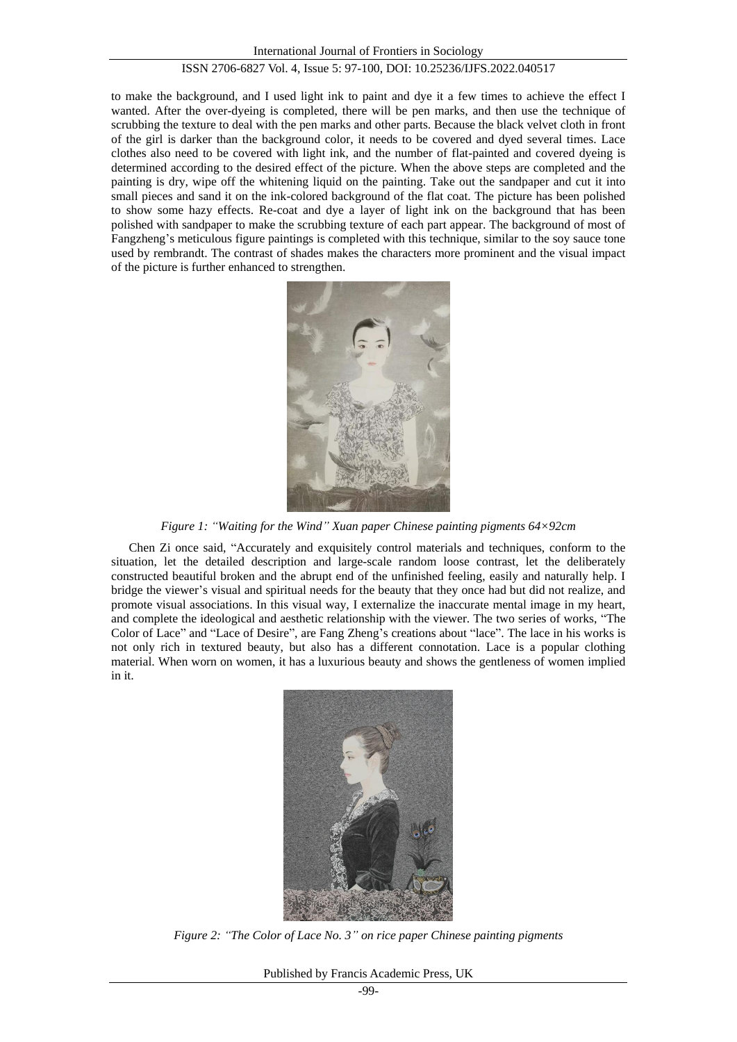to make the background, and I used light ink to paint and dye it a few times to achieve the effect I wanted. After the over-dyeing is completed, there will be pen marks, and then use the technique of scrubbing the texture to deal with the pen marks and other parts. Because the black velvet cloth in front of the girl is darker than the background color, it needs to be covered and dyed several times. Lace clothes also need to be covered with light ink, and the number of flat-painted and covered dyeing is determined according to the desired effect of the picture. When the above steps are completed and the painting is dry, wipe off the whitening liquid on the painting. Take out the sandpaper and cut it into small pieces and sand it on the ink-colored background of the flat coat. The picture has been polished to show some hazy effects. Re-coat and dye a layer of light ink on the background that has been polished with sandpaper to make the scrubbing texture of each part appear. The background of most of Fangzheng's meticulous figure paintings is completed with this technique, similar to the soy sauce tone used by rembrandt. The contrast of shades makes the characters more prominent and the visual impact of the picture is further enhanced to strengthen.

*Figure 1: "Waiting for the Wind" Xuan paper Chinese painting pigments 64×92cm*

Chen Zi once said, "Accurately and exquisitely control materials and techniques, conform to the situation, let the detailed description and large-scale random loose contrast, let the deliberately constructed beautiful broken and the abrupt end of the unfinished feeling, easily and naturally help. I bridge the viewer's visual and spiritual needs for the beauty that they once had but did not realize, and promote visual associations. In this visual way, I externalize the inaccurate mental image in my heart, and complete the ideological and aesthetic relationship with the viewer. The two series of works, "The Color of Lace" and "Lace of Desire", are Fang Zheng's creations about "lace". The lace in his works is not only rich in textured beauty, but also has a different connotation. Lace is a popular clothing material. When worn on women, it has a luxurious beauty and shows the gentleness of women implied in it.

*Figure 2: "The Color of Lace No. 3" on rice paper Chinese painting pigments*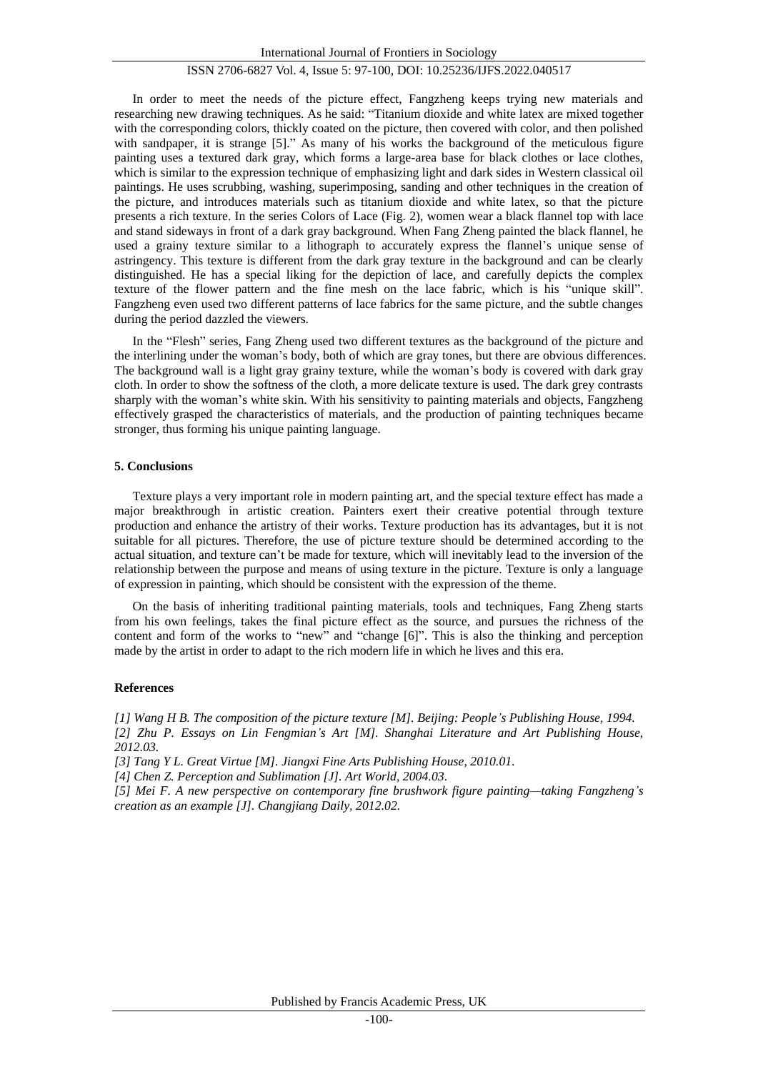In order to meet the needs of the picture effect, Fangzheng keeps trying new materials and researching new drawing techniques. As he said: "Titanium dioxide and white latex are mixed together with the corresponding colors, thickly coated on the picture, then covered with color, and then polished with sandpaper, it is strange [5]." As many of his works the background of the meticulous figure painting uses a textured dark gray, which forms a large-area base for black clothes or lace clothes, which is similar to the expression technique of emphasizing light and dark sides in Western classical oil paintings. He uses scrubbing, washing, superimposing, sanding and other techniques in the creation of the picture, and introduces materials such as titanium dioxide and white latex, so that the picture presents a rich texture. In the series Colors of Lace (Fig. 2), women wear a black flannel top with lace and stand sideways in front of a dark gray background. When Fang Zheng painted the black flannel, he used a grainy texture similar to a lithograph to accurately express the flannel's unique sense of astringency. This texture is different from the dark gray texture in the background and can be clearly distinguished. He has a special liking for the depiction of lace, and carefully depicts the complex texture of the flower pattern and the fine mesh on the lace fabric, which is his "unique skill". Fangzheng even used two different patterns of lace fabrics for the same picture, and the subtle changes during the period dazzled the viewers.

In the "Flesh" series, Fang Zheng used two different textures as the background of the picture and the interlining under the woman's body, both of which are gray tones, but there are obvious differences. The background wall is a light gray grainy texture, while the woman's body is covered with dark gray cloth. In order to show the softness of the cloth, a more delicate texture is used. The dark grey contrasts sharply with the woman's white skin. With his sensitivity to painting materials and objects, Fangzheng effectively grasped the characteristics of materials, and the production of painting techniques became stronger, thus forming his unique painting language.

## 5. Conclusions

Texture plays a very important role in modern painting art, and the special texture effect has made a major breakthrough in artistic creation. Painters exert their creative potential through texture production and enhance the artistry of their works. Texture production has its advantages, but it is not suitable for all pictures. Therefore, the use of picture texture should be determined according to the actual situation, and texture can't be made for texture, which will inevitably lead to the inversion of the relationship between the purpose and means of using texture in the picture. Texture is only a language of expression in painting, which should be consistent with the expression of the theme.

On the basis of inheriting traditional painting materials, tools and techniques, Fang Zheng starts from his own feelings, takes the final picture effect as the source, and pursues the richness of the content and form of the works to "new" and "change [6]". This is also the thinking and perception made by the artist in order to adapt to the rich modern life in which he lives and this era.

## References

*[1] Wang H B. The composition of the picture texture [M]. Beijing: People's Publishing House, 1994.*

*[2] Zhu P. Essays on Lin Fengmian's Art [M]. Shanghai Literature and Art Publishing House, 2012.03.*

*[3] Tang Y L. Great Virtue [M]. Jiangxi Fine Arts Publishing House, 2010.01.*

*[4] Chen Z. Perception and Sublimation [J]. Art World, 2004.03.*

*[5] Mei F. A new perspective on contemporary fine brushwork figure painting—taking Fangzheng's creation as an example [J]. Changjiang Daily, 2012.02.*